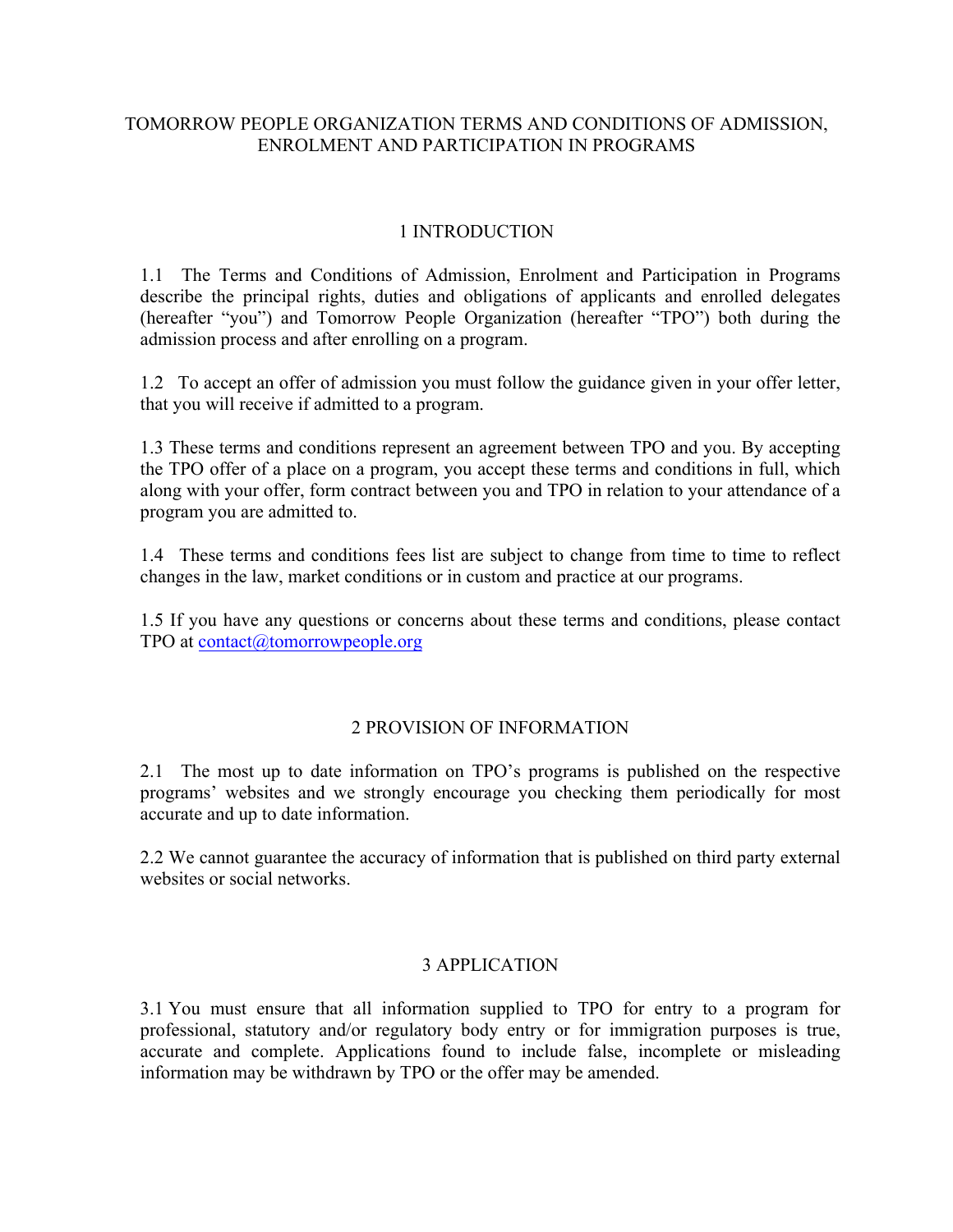# TOMORROW PEOPLE ORGANIZATION TERMS AND CONDITIONS OF ADMISSION, ENROLMENT AND PARTICIPATION IN PROGRAMS

## 1 INTRODUCTION

1.1 The Terms and Conditions of Admission, Enrolment and Participation in Programs describe the principal rights, duties and obligations of applicants and enrolled delegates (hereafter "you") and Tomorrow People Organization (hereafter "TPO") both during the admission process and after enrolling on a program.

1.2 To accept an offer of admission you must follow the guidance given in your offer letter, that you will receive if admitted to a program.

1.3 These terms and conditions represent an agreement between TPO and you. By accepting the TPO offer of a place on a program, you accept these terms and conditions in full, which along with your offer, form contract between you and TPO in relation to your attendance of a program you are admitted to.

1.4 These terms and conditions fees list are subject to change from time to time to reflect changes in the law, market conditions or in custom and practice at our programs.

1.5 If you have any questions or concerns about these terms and conditions, please contact TPO at contact@tomorrowpeople.org

## 2 PROVISION OF INFORMATION

2.1 The most up to date information on TPO's programs is published on the respective programs' websites and we strongly encourage you checking them periodically for most accurate and up to date information.

2.2 We cannot guarantee the accuracy of information that is published on third party external websites or social networks.

## 3 APPLICATION

3.1 You must ensure that all information supplied to TPO for entry to a program for professional, statutory and/or regulatory body entry or for immigration purposes is true, accurate and complete. Applications found to include false, incomplete or misleading information may be withdrawn by TPO or the offer may be amended.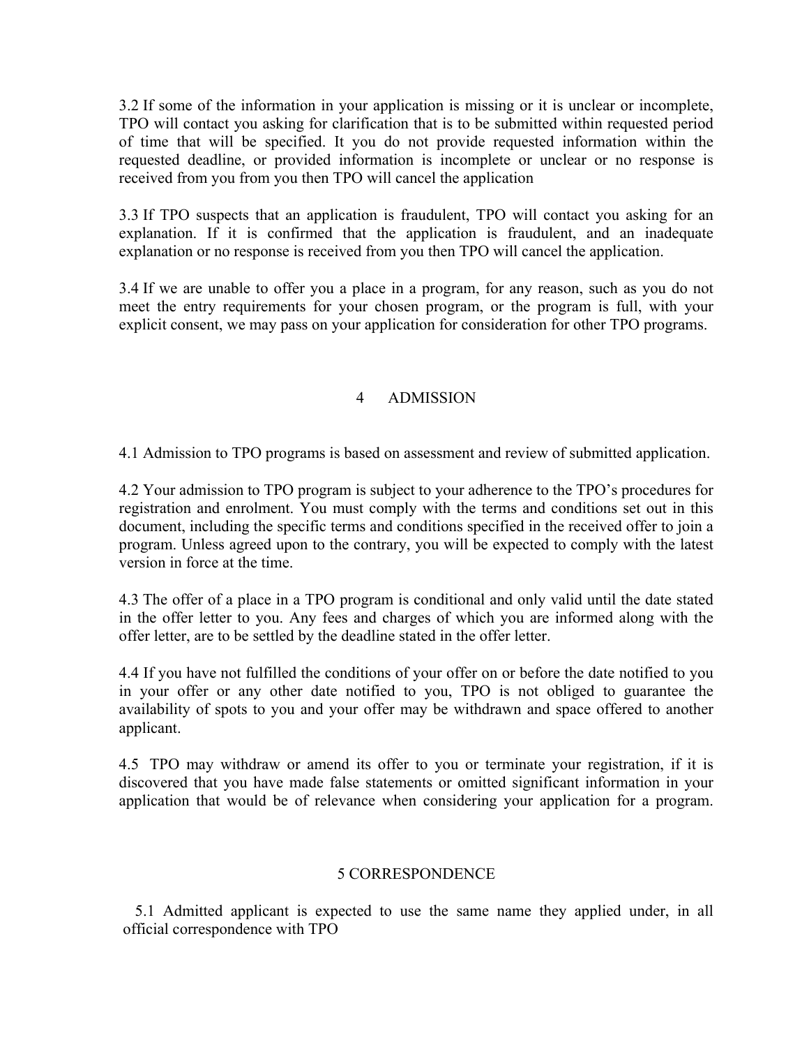3.2 If some of the information in your application is missing or it is unclear or incomplete, TPO will contact you asking for clarification that is to be submitted within requested period of time that will be specified. It you do not provide requested information within the requested deadline, or provided information is incomplete or unclear or no response is received from you from you then TPO will cancel the application

3.3 If TPO suspects that an application is fraudulent, TPO will contact you asking for an explanation. If it is confirmed that the application is fraudulent, and an inadequate explanation or no response is received from you then TPO will cancel the application.

3.4 If we are unable to offer you a place in a program, for any reason, such as you do not meet the entry requirements for your chosen program, or the program is full, with your explicit consent, we may pass on your application for consideration for other TPO programs.

## 4 ADMISSION

4.1 Admission to TPO programs is based on assessment and review of submitted application.

4.2 Your admission to TPO program is subject to your adherence to the TPO's procedures for registration and enrolment. You must comply with the terms and conditions set out in this document, including the specific terms and conditions specified in the received offer to join a program. Unless agreed upon to the contrary, you will be expected to comply with the latest version in force at the time.

4.3 The offer of a place in a TPO program is conditional and only valid until the date stated in the offer letter to you. Any fees and charges of which you are informed along with the offer letter, are to be settled by the deadline stated in the offer letter.

4.4 If you have not fulfilled the conditions of your offer on or before the date notified to you in your offer or any other date notified to you, TPO is not obliged to guarantee the availability of spots to you and your offer may be withdrawn and space offered to another applicant.

4.5 TPO may withdraw or amend its offer to you or terminate your registration, if it is discovered that you have made false statements or omitted significant information in your application that would be of relevance when considering your application for a program.

## 5 CORRESPONDENCE

5.1 Admitted applicant is expected to use the same name they applied under, in all official correspondence with TPO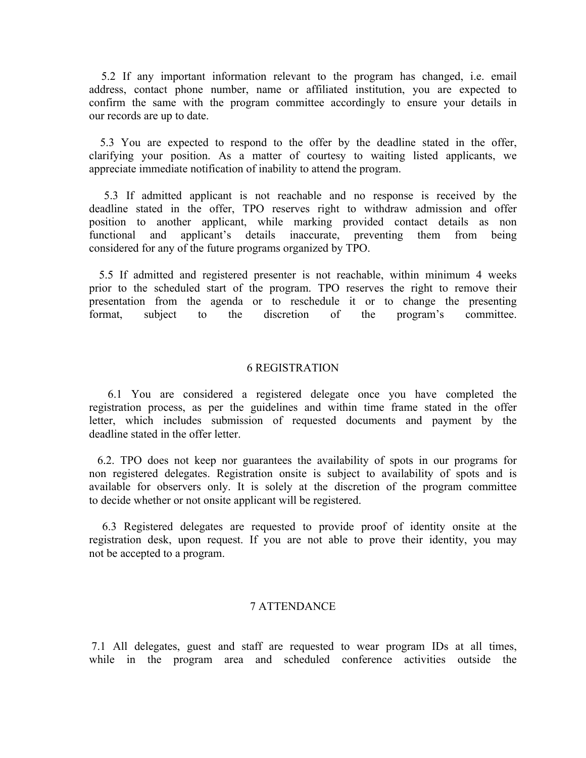5.2 If any important information relevant to the program has changed, i.e. email address, contact phone number, name or affiliated institution, you are expected to confirm the same with the program committee accordingly to ensure your details in our records are up to date.

5.3 You are expected to respond to the offer by the deadline stated in the offer, clarifying your position. As a matter of courtesy to waiting listed applicants, we appreciate immediate notification of inability to attend the program.

5.3 If admitted applicant is not reachable and no response is received by the deadline stated in the offer, TPO reserves right to withdraw admission and offer position to another applicant, while marking provided contact details as non functional and applicant's details inaccurate, preventing them from being considered for any of the future programs organized by TPO.

5.5 If admitted and registered presenter is not reachable, within minimum 4 weeks prior to the scheduled start of the program. TPO reserves the right to remove their presentation from the agenda or to reschedule it or to change the presenting format, subject to the discretion of the program's committee.

## 6 REGISTRATION

6.1 You are considered a registered delegate once you have completed the registration process, as per the guidelines and within time frame stated in the offer letter, which includes submission of requested documents and payment by the deadline stated in the offer letter.

6.2. TPO does not keep nor guarantees the availability of spots in our programs for non registered delegates. Registration onsite is subject to availability of spots and is available for observers only. It is solely at the discretion of the program committee to decide whether or not onsite applicant will be registered.

6.3 Registered delegates are requested to provide proof of identity onsite at the registration desk, upon request. If you are not able to prove their identity, you may not be accepted to a program.

## 7 ATTENDANCE

7.1 All delegates, guest and staff are requested to wear program IDs at all times, while in the program area and scheduled conference activities outside the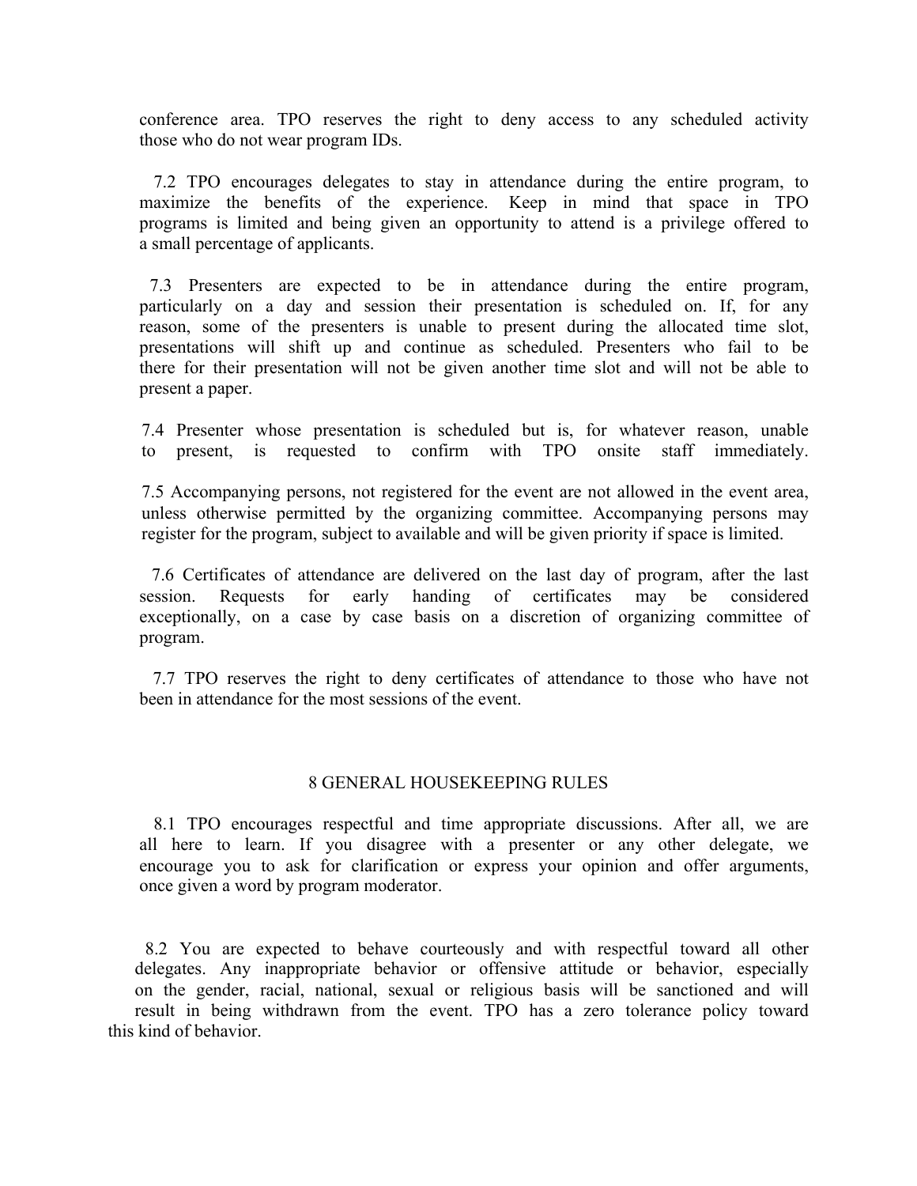conference area. TPO reserves the right to deny access to any scheduled activity those who do not wear program IDs.

7.2 TPO encourages delegates to stay in attendance during the entire program, to maximize the benefits of the experience. Keep in mind that space in TPO programs is limited and being given an opportunity to attend is a privilege offered to a small percentage of applicants.

7.3 Presenters are expected to be in attendance during the entire program, particularly on a day and session their presentation is scheduled on. If, for any reason, some of the presenters is unable to present during the allocated time slot, presentations will shift up and continue as scheduled. Presenters who fail to be there for their presentation will not be given another time slot and will not be able to present a paper.

7.4 Presenter whose presentation is scheduled but is, for whatever reason, unable to present, is requested to confirm with TPO onsite staff immediately.

7.5 Accompanying persons, not registered for the event are not allowed in the event area, unless otherwise permitted by the organizing committee. Accompanying persons may register for the program, subject to available and will be given priority if space is limited.

7.6 Certificates of attendance are delivered on the last day of program, after the last session. Requests for early handing of certificates may be considered exceptionally, on a case by case basis on a discretion of organizing committee of program.

7.7 TPO reserves the right to deny certificates of attendance to those who have not been in attendance for the most sessions of the event.

## 8 GENERAL HOUSEKEEPING RULES

8.1 TPO encourages respectful and time appropriate discussions. After all, we are all here to learn. If you disagree with a presenter or any other delegate, we encourage you to ask for clarification or express your opinion and offer arguments, once given a word by program moderator.

8.2 You are expected to behave courteously and with respectful toward all other delegates. Any inappropriate behavior or offensive attitude or behavior, especially on the gender, racial, national, sexual or religious basis will be sanctioned and will result in being withdrawn from the event. TPO has a zero tolerance policy toward this kind of behavior.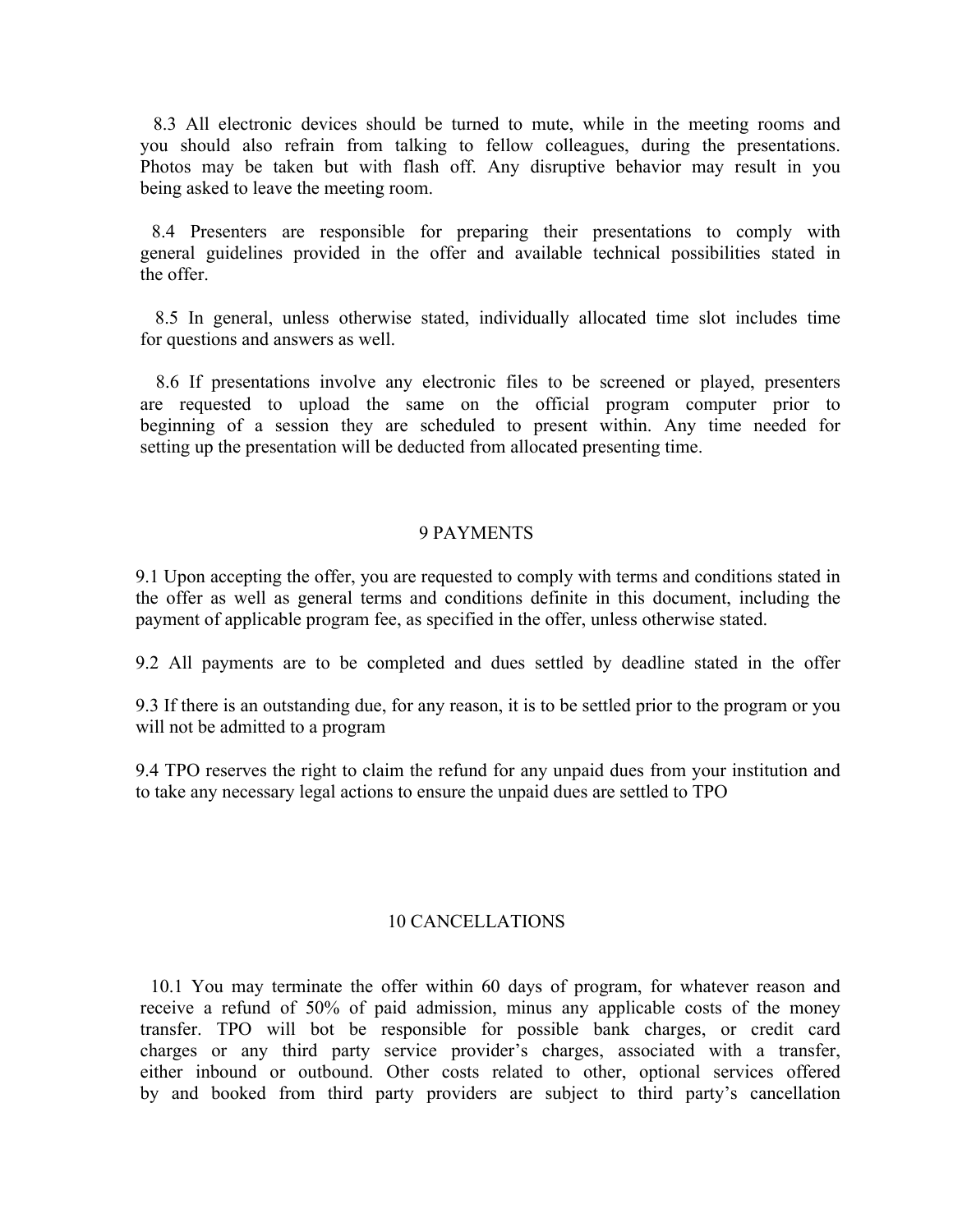8.3 All electronic devices should be turned to mute, while in the meeting rooms and you should also refrain from talking to fellow colleagues, during the presentations. Photos may be taken but with flash off. Any disruptive behavior may result in you being asked to leave the meeting room.

8.4 Presenters are responsible for preparing their presentations to comply with general guidelines provided in the offer and available technical possibilities stated in the offer.

8.5 In general, unless otherwise stated, individually allocated time slot includes time for questions and answers as well.

8.6 If presentations involve any electronic files to be screened or played, presenters are requested to upload the same on the official program computer prior to beginning of a session they are scheduled to present within. Any time needed for setting up the presentation will be deducted from allocated presenting time.

## 9 PAYMENTS

9.1 Upon accepting the offer, you are requested to comply with terms and conditions stated in the offer as well as general terms and conditions definite in this document, including the payment of applicable program fee, as specified in the offer, unless otherwise stated.

9.2 All payments are to be completed and dues settled by deadline stated in the offer

9.3 If there is an outstanding due, for any reason, it is to be settled prior to the program or you will not be admitted to a program

9.4 TPO reserves the right to claim the refund for any unpaid dues from your institution and to take any necessary legal actions to ensure the unpaid dues are settled to TPO

## 10 CANCELLATIONS

10.1 You may terminate the offer within 60 days of program, for whatever reason and receive a refund of 50% of paid admission, minus any applicable costs of the money transfer. TPO will bot be responsible for possible bank charges, or credit card charges or any third party service provider's charges, associated with a transfer, either inbound or outbound. Other costs related to other, optional services offered by and booked from third party providers are subject to third party's cancellation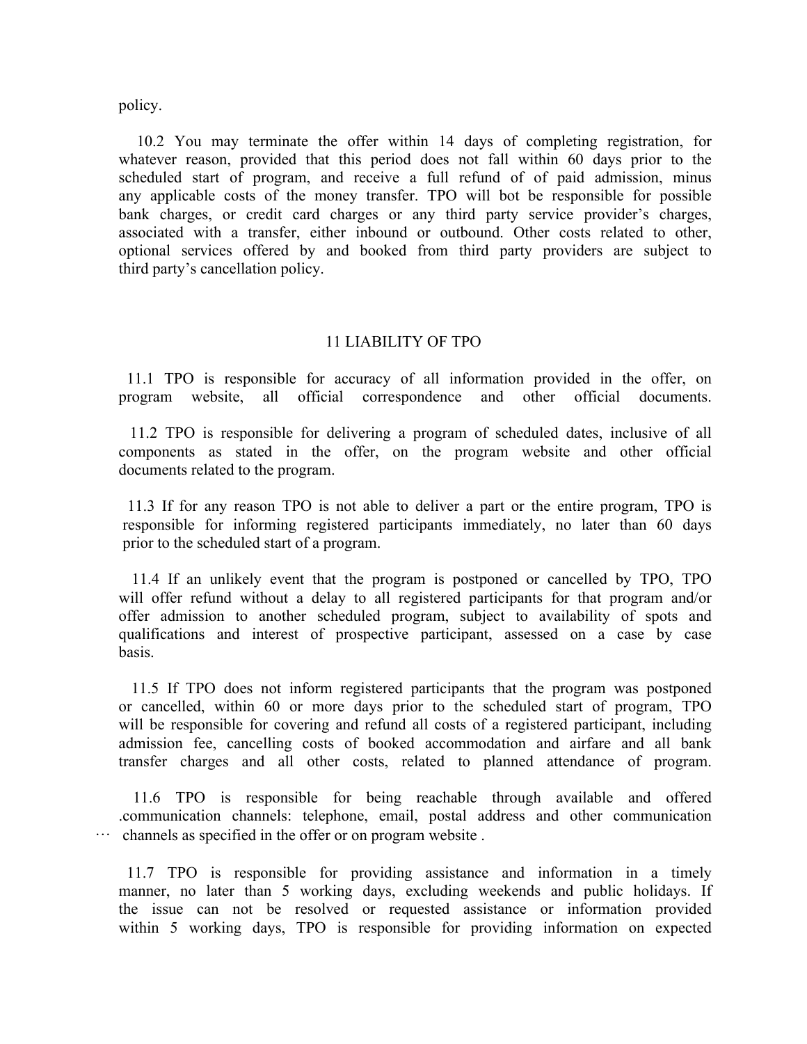policy.

10.2 You may terminate the offer within 14 days of completing registration, for whatever reason, provided that this period does not fall within 60 days prior to the scheduled start of program, and receive a full refund of of paid admission, minus any applicable costs of the money transfer. TPO will bot be responsible for possible bank charges, or credit card charges or any third party service provider's charges, associated with a transfer, either inbound or outbound. Other costs related to other, optional services offered by and booked from third party providers are subject to third party's cancellation policy.

## 11 LIABILITY OF TPO

11.1 TPO is responsible for accuracy of all information provided in the offer, on program website, all official correspondence and other official documents.

11.2 TPO is responsible for delivering a program of scheduled dates, inclusive of all components as stated in the offer, on the program website and other official documents related to the program.

11.3 If for any reason TPO is not able to deliver a part or the entire program, TPO is responsible for informing registered participants immediately, no later than 60 days prior to the scheduled start of a program.

11.4 If an unlikely event that the program is postponed or cancelled by TPO, TPO will offer refund without a delay to all registered participants for that program and/or offer admission to another scheduled program, subject to availability of spots and qualifications and interest of prospective participant, assessed on a case by case basis.

11.5 If TPO does not inform registered participants that the program was postponed or cancelled, within 60 or more days prior to the scheduled start of program, TPO will be responsible for covering and refund all costs of a registered participant, including admission fee, cancelling costs of booked accommodation and airfare and all bank transfer charges and all other costs, related to planned attendance of program.

11.6 TPO is responsible for being reachable through available and offered .communication channels: telephone, email, postal address and other communication channels as specified in the offer or on program website .

11.7 TPO is responsible for providing assistance and information in a timely manner, no later than 5 working days, excluding weekends and public holidays. If the issue can not be resolved or requested assistance or information provided within 5 working days, TPO is responsible for providing information on expected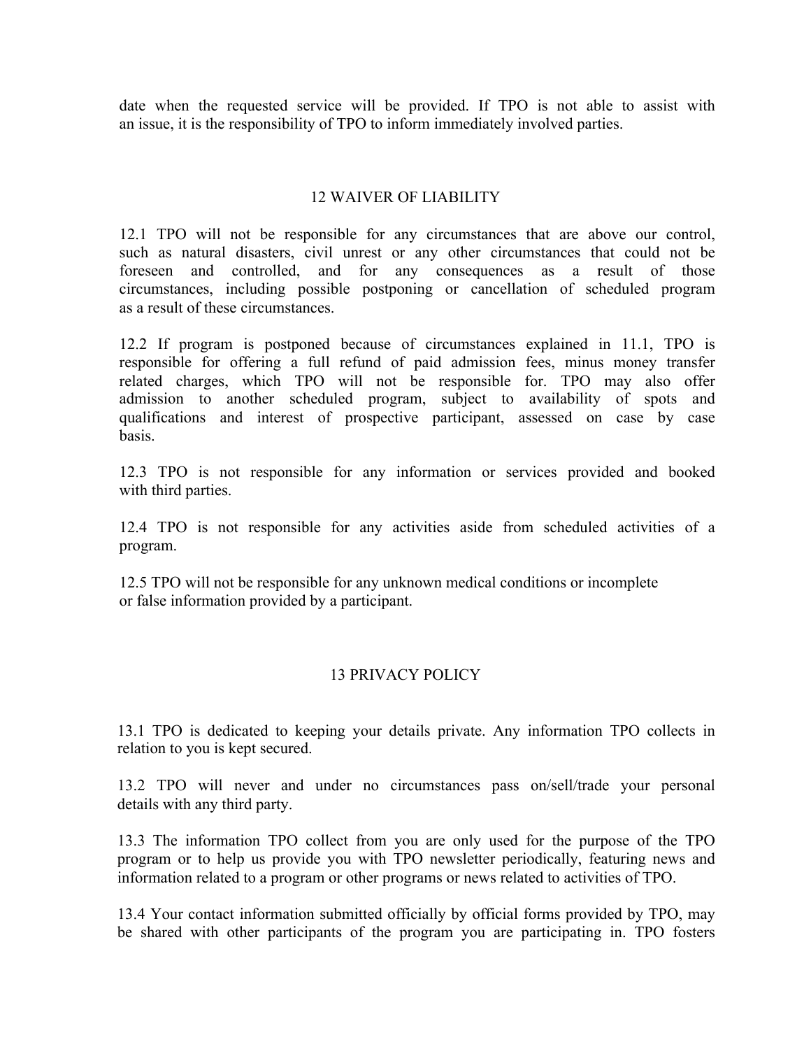date when the requested service will be provided. If TPO is not able to assist with an issue, it is the responsibility of TPO to inform immediately involved parties.

## 12 WAIVER OF LIABILITY

12.1 TPO will not be responsible for any circumstances that are above our control, such as natural disasters, civil unrest or any other circumstances that could not be foreseen and controlled, and for any consequences as a result of those circumstances, including possible postponing or cancellation of scheduled program as a result of these circumstances.

12.2 If program is postponed because of circumstances explained in 11.1, TPO is responsible for offering a full refund of paid admission fees, minus money transfer related charges, which TPO will not be responsible for. TPO may also offer admission to another scheduled program, subject to availability of spots and qualifications and interest of prospective participant, assessed on case by case basis.

12.3 TPO is not responsible for any information or services provided and booked with third parties.

12.4 TPO is not responsible for any activities aside from scheduled activities of a program.

12.5 TPO will not be responsible for any unknown medical conditions or incomplete or false information provided by a participant.

## 13 PRIVACY POLICY

13.1 TPO is dedicated to keeping your details private. Any information TPO collects in relation to you is kept secured.

13.2 TPO will never and under no circumstances pass on/sell/trade your personal details with any third party.

13.3 The information TPO collect from you are only used for the purpose of the TPO program or to help us provide you with TPO newsletter periodically, featuring news and information related to a program or other programs or news related to activities of TPO.

13.4 Your contact information submitted officially by official forms provided by TPO, may be shared with other participants of the program you are participating in. TPO fosters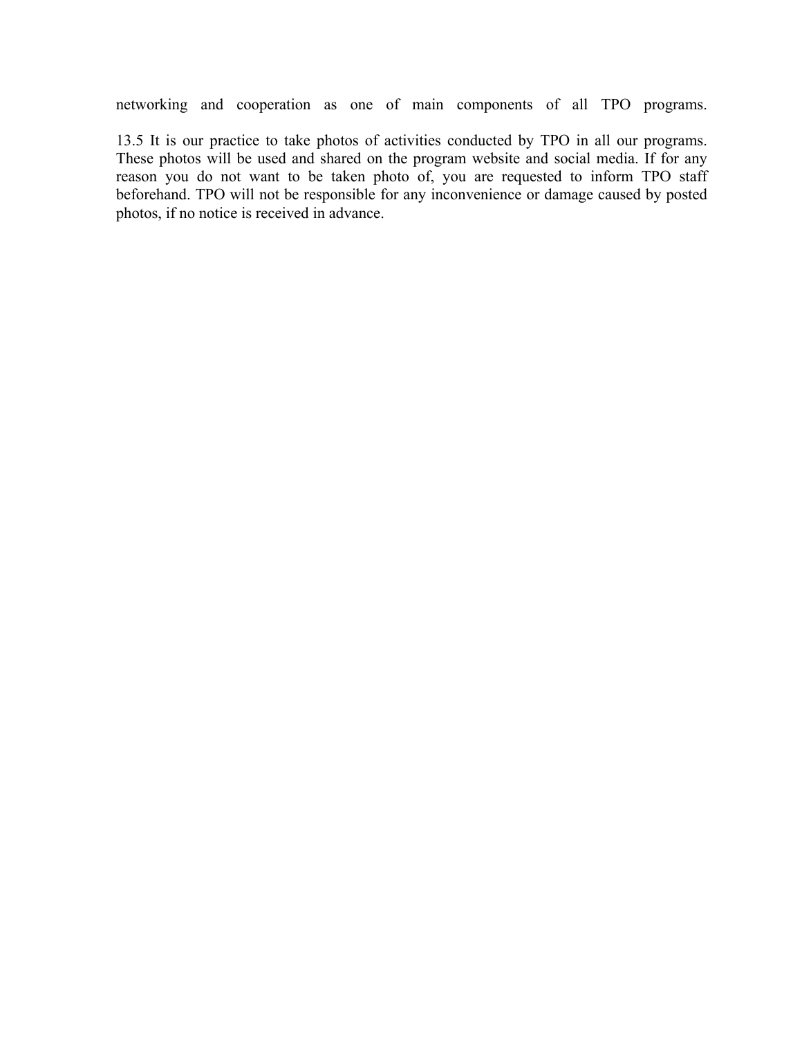networking and cooperation as one of main components of all TPO programs.

13.5 It is our practice to take photos of activities conducted by TPO in all our programs. These photos will be used and shared on the program website and social media. If for any reason you do not want to be taken photo of, you are requested to inform TPO staff beforehand. TPO will not be responsible for any inconvenience or damage caused by posted photos, if no notice is received in advance.